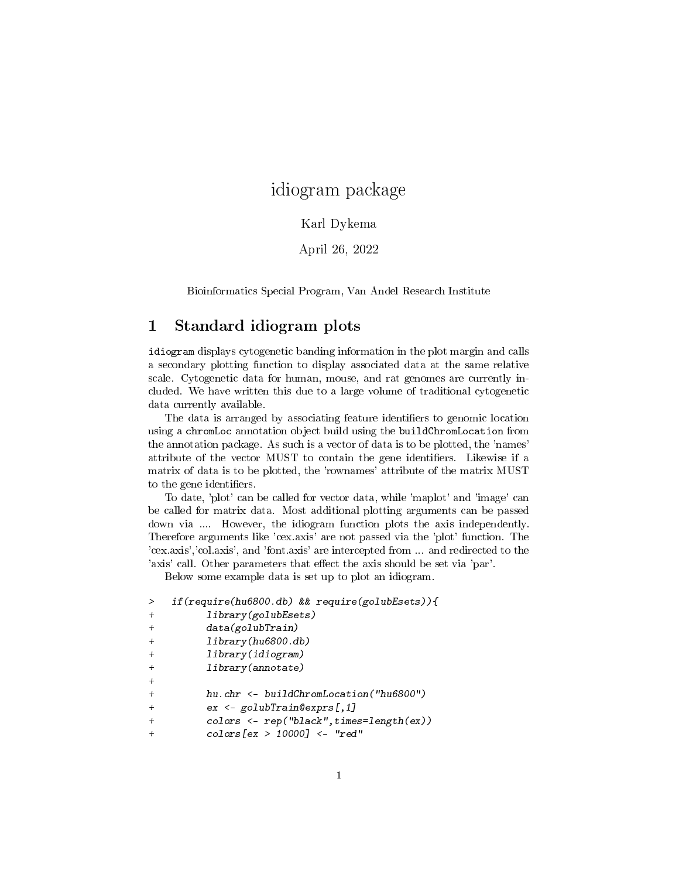# idiogram package

Karl Dykema

April 26, 2022

Bioinformatics Special Program, Van Andel Research Institute

## 1 Standard idiogram plots

`idiogram` displays cytogenetic banding information in the plot margin and calls a secondary plotting function to display associated data at the same relative scale. Cytogenetic data for human, mouse, and rat genomes are currently included. We have written this due to a large volume of traditional cytogenetic data currently available.

The data is arranged by associating feature identifiers to genomic location using a `chromLoc` annotation object build using the `buildChromLocation` from the annotation package. As such is a vector of data is to be plotted, the 'names' attribute of the vector MUST to contain the gene identifiers. Likewise if a matrix of data is to be plotted, the 'rownames' attribute of the matrix MUST to the gene identifiers.

To date, 'plot' can be called for vector data, while 'maplot' and 'image' can be called for matrix data. Most additional plotting arguments can be passed down via .... However, the idiogram function plots the axis independently. Therefore arguments like 'cex.axis' are not passed via the 'plot' function. The 'cex.axis','col.axis', and 'font.axis' are intercepted from ... and redirected to the 'axis' call. Other parameters that effect the axis should be set via 'par'.

Below some example data is set up to plot an idiogram.

```
>   if(require(hu6800.db) && require(golubEsets)){
+         library(golubEsets)
+         data(golubTrain)
+         library(hu6800.db)
+         library(idiogram)
+         library(annotate)
+
+         hu.chr <- buildChromLocation("hu6800")
+         ex <- golubTrain@exprs[,1]
+         colors <- rep("black",times=length(ex))
+         colors[ex > 10000] <- "red"
```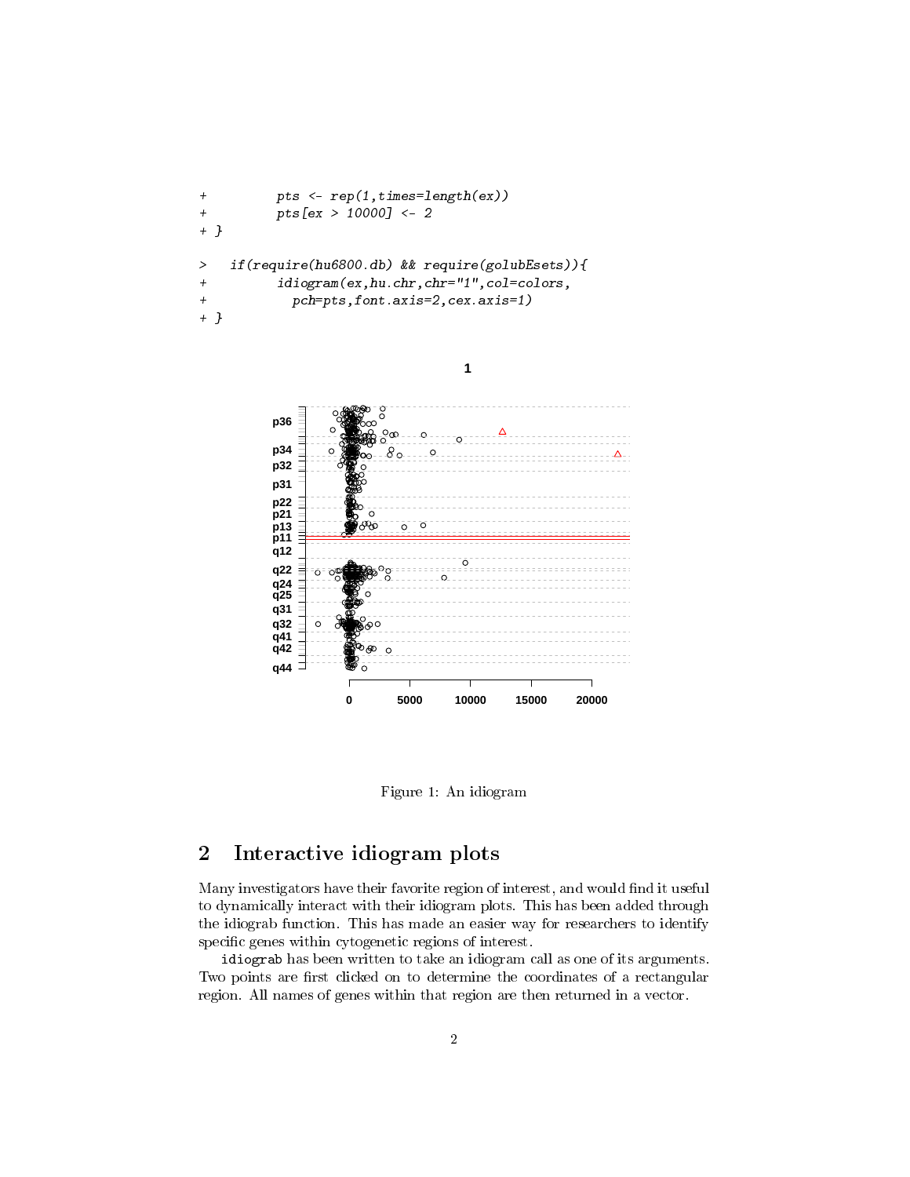```
+         pts <- rep(1,times=length(ex))
+         pts[ex > 10000] <- 2
+ }

>   if(require(hu6800.db) && require(golubEsets)){
+         idiogram(ex,hu.chr,chr="1",col=colors,
+           pch=pts,font.axis=2,cex.axis=1)
+ }
```

Figure 1: An idiogram

## 2 Interactive idiogram plots

Many investigators have their favorite region of interest, and would find it useful to dynamically interact with their idiogram plots. This has been added through the idiograb function. This has made an easier way for researchers to identify specific genes within cytogenetic regions of interest.

`idiograb` has been written to take an idiogram call as one of its arguments. Two points are first clicked on to determine the coordinates of a rectangular region. All names of genes within that region are then returned in a vector.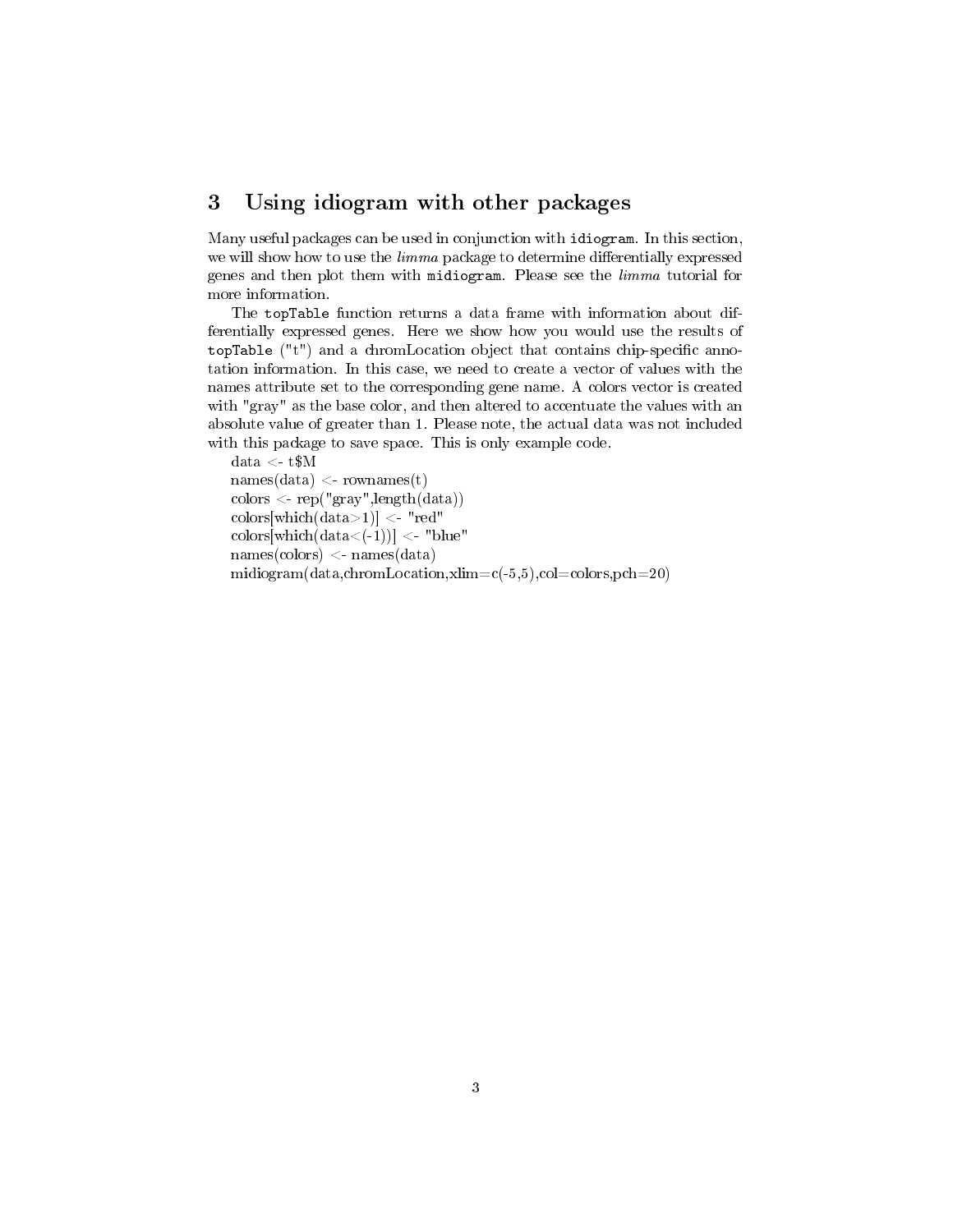## 3 Using idiogram with other packages

Many useful packages can be used in conjunction with `idiogram`. In this section, we will show how to use the *limma* package to determine differentially expressed genes and then plot them with `midiogram`. Please see the *limma* tutorial for more information.

The `topTable` function returns a data frame with information about differentially expressed genes. Here we show how you would use the results of `topTable` ("t") and a chromLocation object that contains chip-specific annotation information. In this case, we need to create a vector of values with the names attribute set to the corresponding gene name. A colors vector is created with "gray" as the base color, and then altered to accentuate the values with an absolute value of greater than 1. Please note, the actual data was not included with this package to save space. This is only example code.

```
data <- t$M
names(data) <- rownames(t)
colors <- rep("gray",length(data))
colors[which(data>1)] <- "red"
colors[which(data<(-1))] <- "blue"
names(colors) <- names(data)
midiogram(data,chromLocation,xlim=c(-5,5),col=colors,pch=20)
```